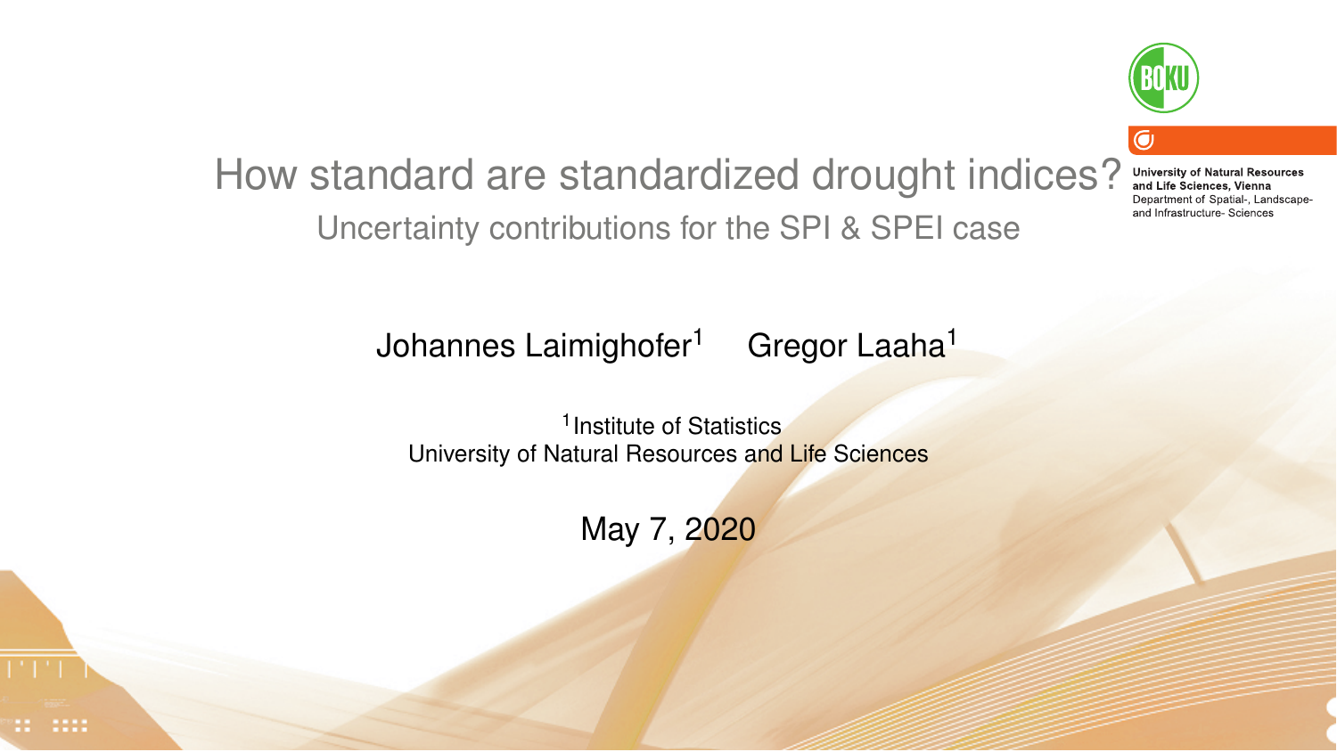# How standard are standardized drought indices?

## Uncertainty contributions for the SPI & SPEI case

University of Natural Resources and Life Sciences, Vienna
Department of Spatial-, Landscape- and Infrastructure- Sciences

Johannes Laimighofer[1] Gregor Laaha[1]

[1] Institute of Statistics
University of Natural Resources and Life Sciences

May 7, 2020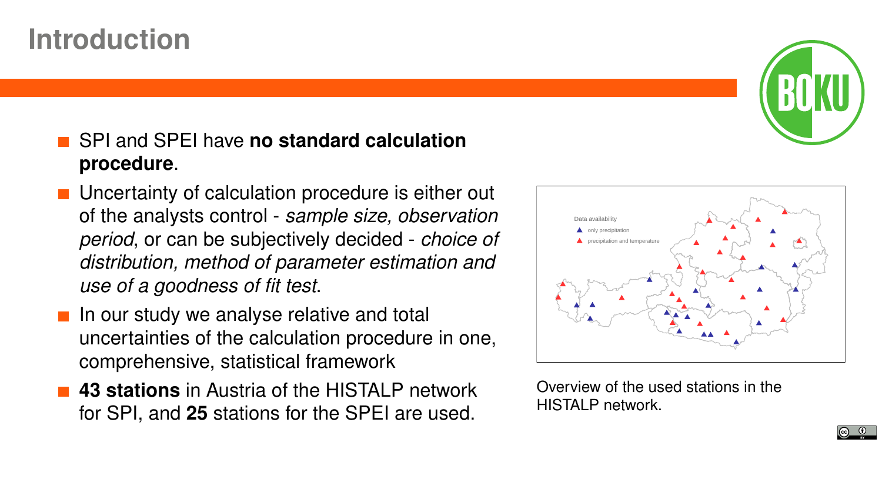# Introduction

- SPI and SPEI have **no standard calculation procedure**.
- Uncertainty of calculation procedure is either out of the analysts control - *sample size, observation period*, or can be subjectively decided - *choice of distribution, method of parameter estimation and use of a goodness of fit test*.
- In our study we analyse relative and total uncertainties of the calculation procedure in one, comprehensive, statistical framework
- **43 stations** in Austria of the HISTALP network for SPI, and **25** stations for the SPEI are used.

Overview of the used stations in the HISTALP network.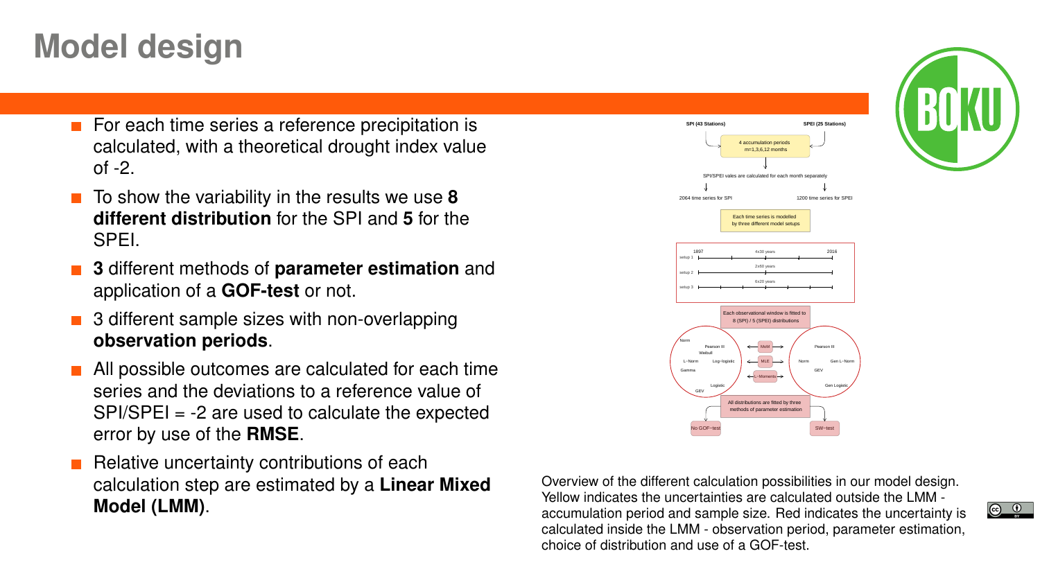# Model design

- For each time series a reference precipitation is calculated, with a theoretical drought index value of -2.
- To show the variability in the results we use **8 different distribution** for the SPI and **5** for the SPEI.
- **3** different methods of **parameter estimation** and application of a **GOF-test** or not.
- 3 different sample sizes with non-overlapping **observation periods**.
- All possible outcomes are calculated for each time series and the deviations to a reference value of SPI/SPEI = -2 are used to calculate the expected error by use of the **RMSE**.
- Relative uncertainty contributions of each calculation step are estimated by a **Linear Mixed Model (LMM)**.

SPI (43 Stations)

SPEI (25 Stations)

4 accumulation periods m=1,3,6,12 months

SPI/SPEI vales are calculated for each month separately

2064 time series for SPI

1200 time series for SPEI

Each time series is modelled by three different model setups

1897 — 4x30 years — 2016

setup 1

2x60 years

setup 2

6x20 years

setup 3

Each observational window is fitted to 8 (SPI) / 5 (SPEI) distributions

Norm, Pearson III, Weibull, L−Norm, Log−logistic, Gamma, Logistic, GEV

MoM, MLE, L−Moments

Pearson III, Norm, Gen L−Norm, GEV, Gen Logistic

All distributions are fitted by three methods of parameter estimation

No GOF−test

SW−test

Overview of the different calculation possibilities in our model design. Yellow indicates the uncertainties are calculated outside the LMM - accumulation period and sample size. Red indicates the uncertainty is calculated inside the LMM - observation period, parameter estimation, choice of distribution and use of a GOF-test.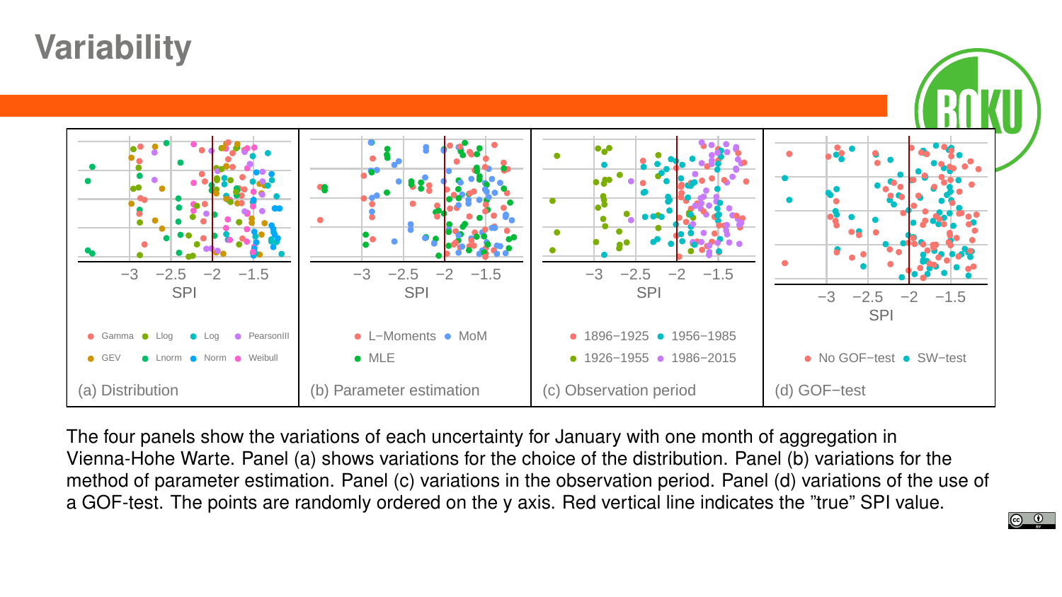# Variability

−3 −2.5 −2 −1.5
SPI

● Gamma ● Llog ● Log ● PearsonIII
● GEV ● Lnorm ● Norm ● Weibull

(a) Distribution

−3 −2.5 −2 −1.5
SPI

● L−Moments ● MoM
● MLE

(b) Parameter estimation

−3 −2.5 −2 −1.5
SPI

● 1896−1925 ● 1956−1985
● 1926−1955 ● 1986−2015

(c) Observation period

−3 −2.5 −2 −1.5
SPI

● No GOF−test ● SW−test

(d) GOF−test

The four panels show the variations of each uncertainty for January with one month of aggregation in Vienna-Hohe Warte. Panel (a) shows variations for the choice of the distribution. Panel (b) variations for the method of parameter estimation. Panel (c) variations in the observation period. Panel (d) variations of the use of a GOF-test. The points are randomly ordered on the y axis. Red vertical line indicates the "true" SPI value.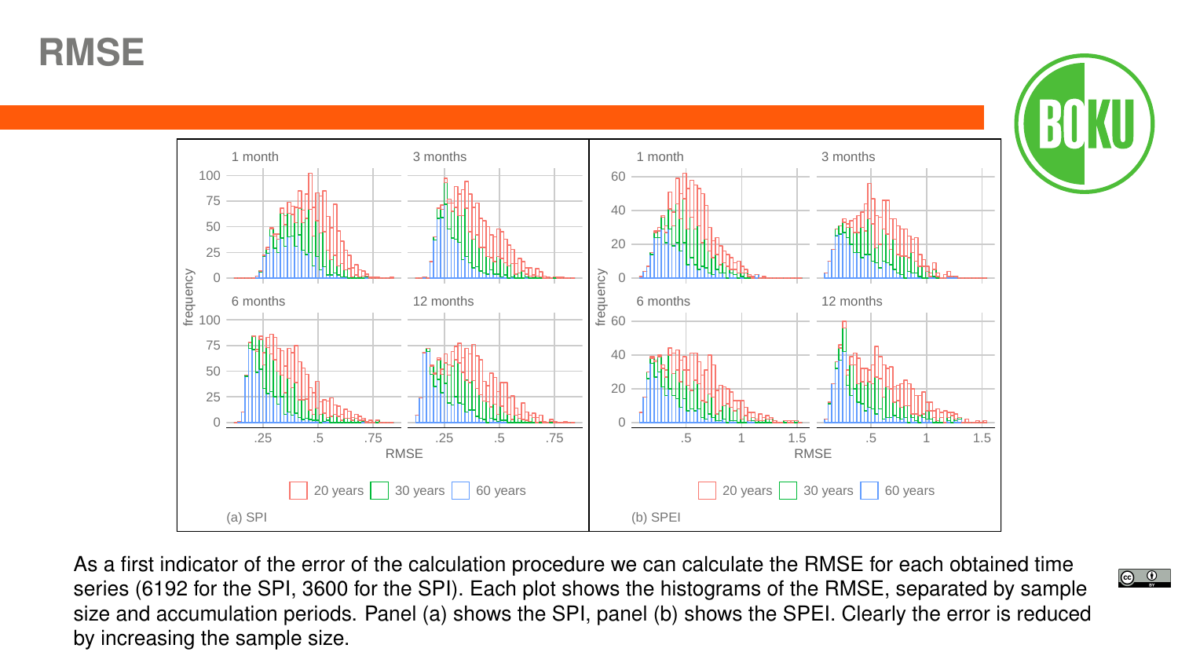# RMSE

As a first indicator of the error of the calculation procedure we can calculate the RMSE for each obtained time series (6192 for the SPI, 3600 for the SPI). Each plot shows the histograms of the RMSE, separated by sample size and accumulation periods. Panel (a) shows the SPI, panel (b) shows the SPEI. Clearly the error is reduced by increasing the sample size.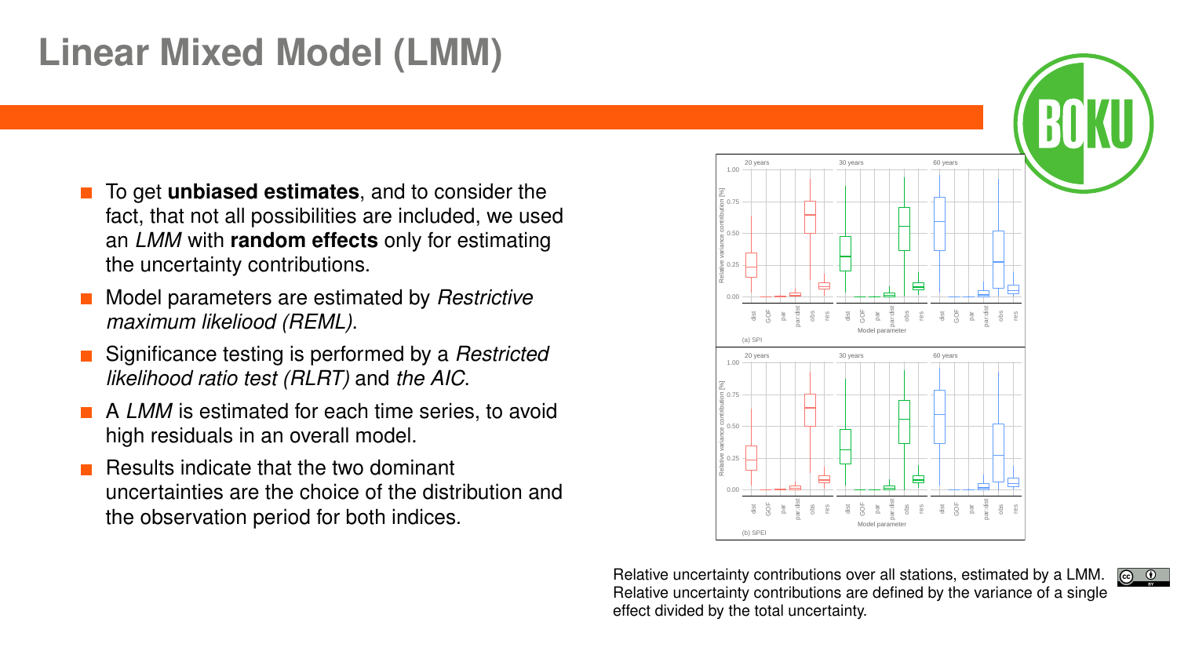# Linear Mixed Model (LMM)

- To get **unbiased estimates**, and to consider the fact, that not all possibilities are included, we used an *LMM* with **random effects** only for estimating the uncertainty contributions.
- Model parameters are estimated by *Restrictive maximum likeliood (REML)*.
- Significance testing is performed by a *Restricted likelihood ratio test (RLRT)* and *the AIC*.
- A *LMM* is estimated for each time series, to avoid high residuals in an overall model.
- Results indicate that the two dominant uncertainties are the choice of the distribution and the observation period for both indices.

Relative uncertainty contributions over all stations, estimated by a LMM. Relative uncertainty contributions are defined by the variance of a single effect divided by the total uncertainty.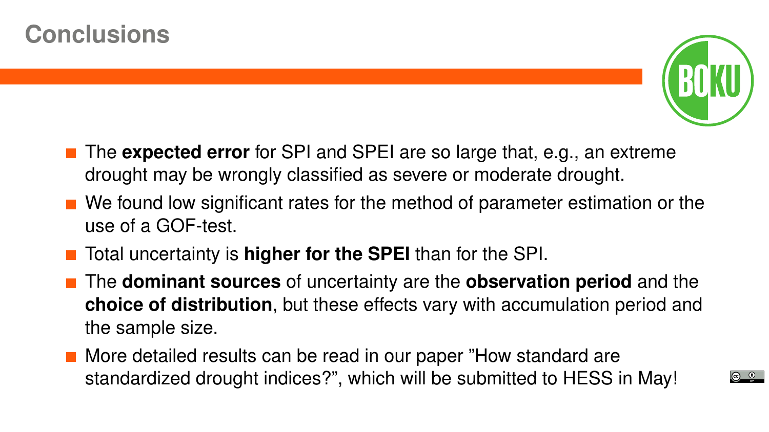# Conclusions

- The **expected error** for SPI and SPEI are so large that, e.g., an extreme drought may be wrongly classified as severe or moderate drought.
- We found low significant rates for the method of parameter estimation or the use of a GOF-test.
- Total uncertainty is **higher for the SPEI** than for the SPI.
- The **dominant sources** of uncertainty are the **observation period** and the **choice of distribution**, but these effects vary with accumulation period and the sample size.
- More detailed results can be read in our paper "How standard are standardized drought indices?", which will be submitted to HESS in May!